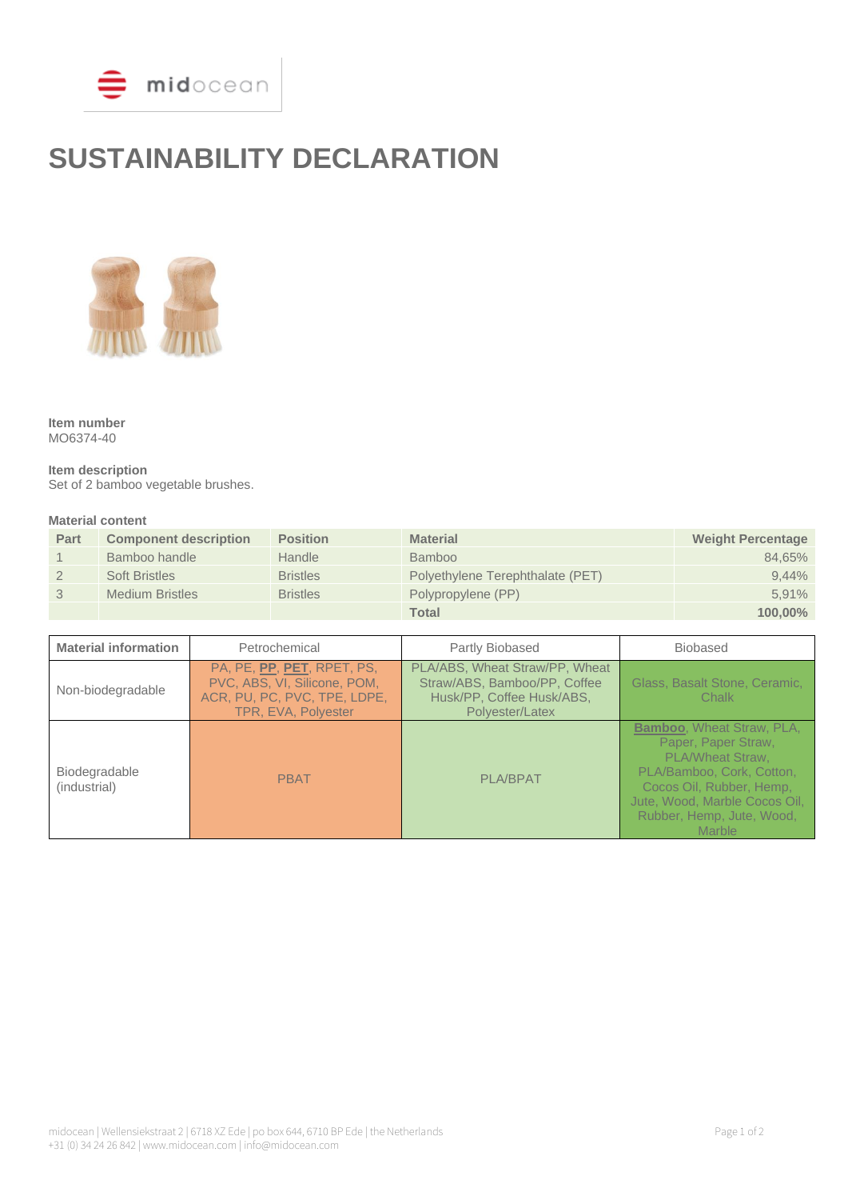# SUSTAINABILITY DECLARATION

**Item number**
MO6374-40

**Item description**
Set of 2 bamboo vegetable brushes.

**Material content**

| Part | Component description | Position | Material | Weight Percentage |
|---|---|---|---|---|
| 1 | Bamboo handle | Handle | Bamboo | 84,65% |
| 2 | Soft Bristles | Bristles | Polyethylene Terephthalate (PET) | 9,44% |
| 3 | Medium Bristles | Bristles | Polypropylene (PP) | 5,91% |
| | | | **Total** | **100,00%** |

| Material information | Petrochemical | Partly Biobased | Biobased |
|---|---|---|---|
| Non-biodegradable | PA, PE, **PP**, **PET**, RPET, PS, PVC, ABS, VI, Silicone, POM, ACR, PU, PC, PVC, TPE, LDPE, TPR, EVA, Polyester | PLA/ABS, Wheat Straw/PP, Wheat Straw/ABS, Bamboo/PP, Coffee Husk/PP, Coffee Husk/ABS, Polyester/Latex | Glass, Basalt Stone, Ceramic, Chalk |
| Biodegradable (industrial) | PBAT | PLA/BPAT | **Bamboo**, Wheat Straw, PLA, Paper, Paper Straw, PLA/Wheat Straw, PLA/Bamboo, Cork, Cotton, Cocos Oil, Rubber, Hemp, Jute, Wood, Marble Cocos Oil, Rubber, Hemp, Jute, Wood, Marble |

midocean | Wellensiekstraat 2 | 6718 XZ Ede | po box 644, 6710 BP Ede | the Netherlands
+31 (0) 34 24 26 842 | www.midocean.com | info@midocean.com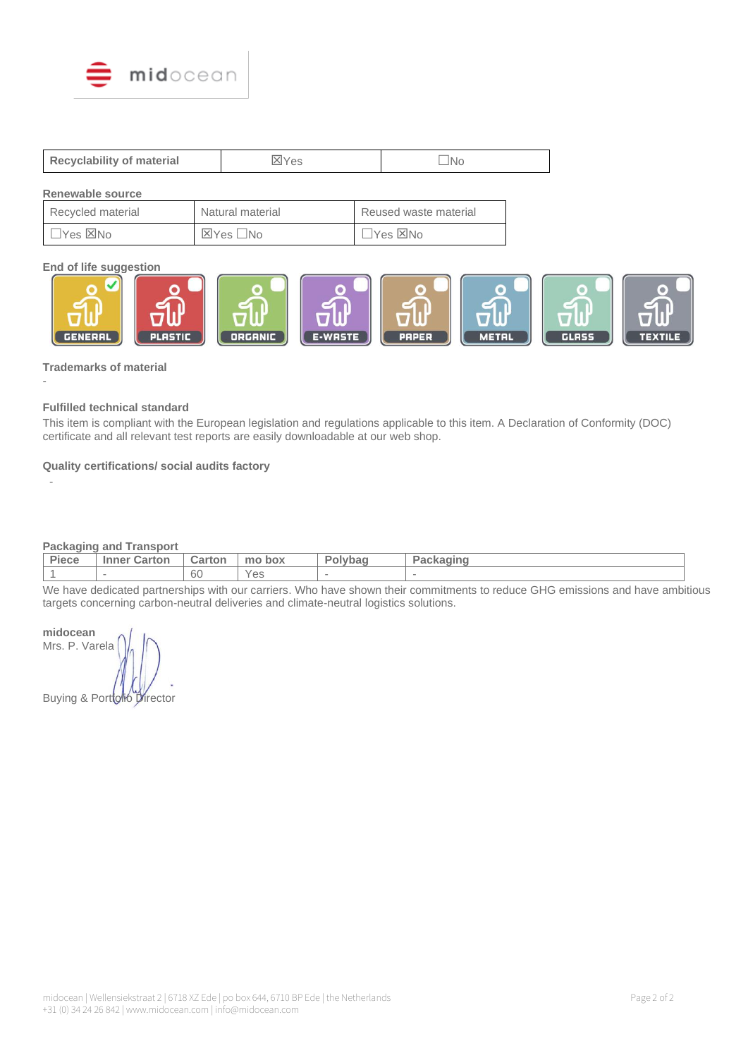| Recyclability of material | ☒Yes | ☐No |
|---|---|---|

**Renewable source**

| Recycled material | Natural material | Reused waste material |
|---|---|---|
| ☐Yes ☒No | ☒Yes ☐No | ☐Yes ☒No |

**End of life suggestion**

GENERAL ✓ PLASTIC ORGANIC E-WASTE PAPER METAL GLASS TEXTILE

**Trademarks of material**

-

**Fulfilled technical standard**

This item is compliant with the European legislation and regulations applicable to this item. A Declaration of Conformity (DOC) certificate and all relevant test reports are easily downloadable at our web shop.

**Quality certifications/ social audits factory**

-

**Packaging and Transport**

| Piece | Inner Carton | Carton | mo box | Polybag | Packaging |
|---|---|---|---|---|---|
| 1 | - | 60 | Yes | - | - |

We have dedicated partnerships with our carriers. Who have shown their commitments to reduce GHG emissions and have ambitious targets concerning carbon-neutral deliveries and climate-neutral logistics solutions.

**midocean**
Mrs. P. Varela

Buying & Portfolio Director

midocean | Wellensiekstraat 2 | 6718 XZ Ede | po box 644, 6710 BP Ede | the Netherlands
+31 (0) 34 24 26 842 | www.midocean.com | info@midocean.com